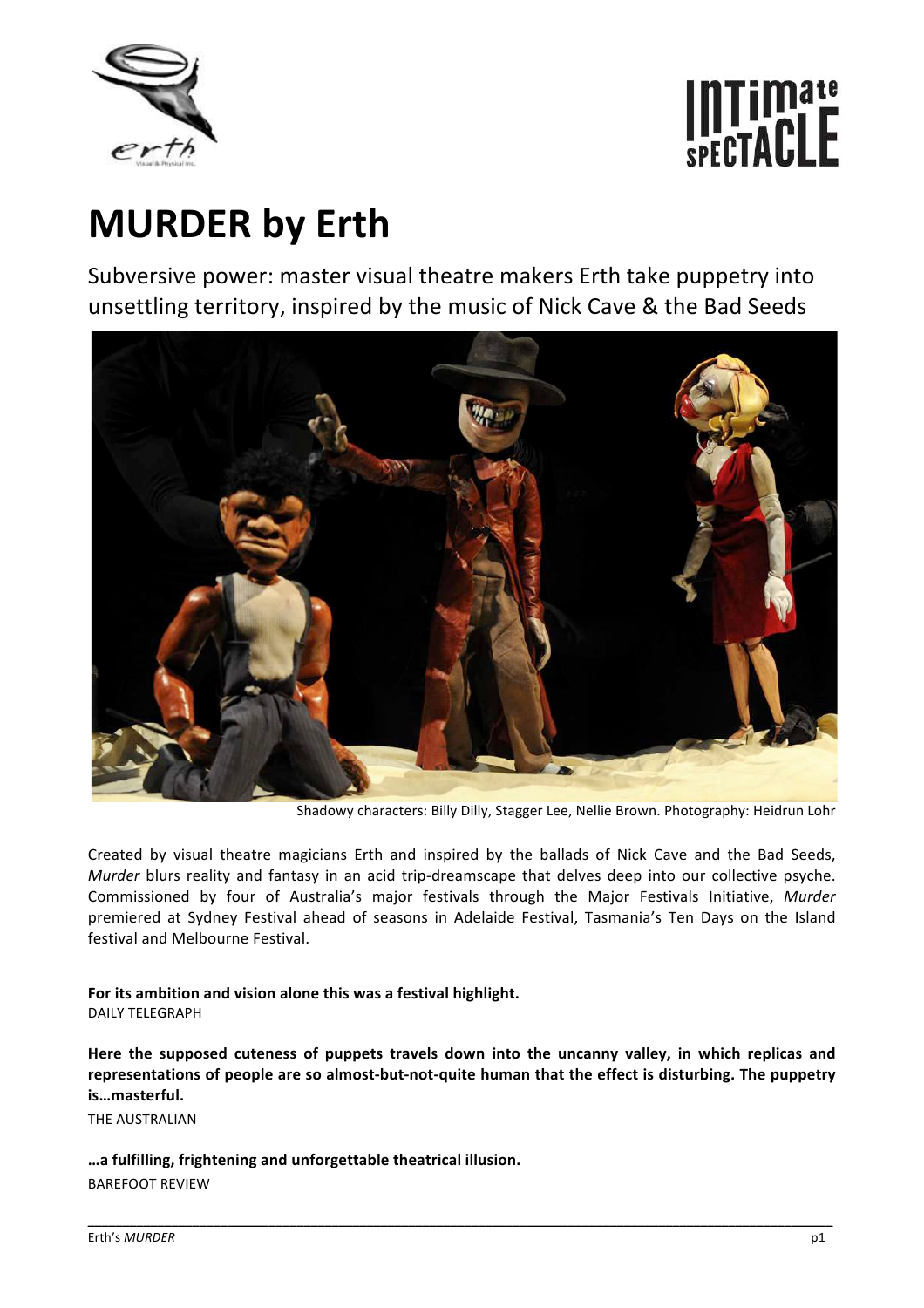# MURDER by Erth

Subversive power: master visual theatre makers Erth take puppetry into unsettling territory, inspired by the music of Nick Cave & the Bad Seeds

Shadowy characters: Billy Dilly, Stagger Lee, Nellie Brown. Photography: Heidrun Lohr

Created by visual theatre magicians Erth and inspired by the ballads of Nick Cave and the Bad Seeds, *Murder* blurs reality and fantasy in an acid trip-dreamscape that delves deep into our collective psyche. Commissioned by four of Australia's major festivals through the Major Festivals Initiative, *Murder* premiered at Sydney Festival ahead of seasons in Adelaide Festival, Tasmania's Ten Days on the Island festival and Melbourne Festival.

**For its ambition and vision alone this was a festival highlight.**
DAILY TELEGRAPH

**Here the supposed cuteness of puppets travels down into the uncanny valley, in which replicas and representations of people are so almost-but-not-quite human that the effect is disturbing. The puppetry is…masterful.**
THE AUSTRALIAN

**…a fulfilling, frightening and unforgettable theatrical illusion.**
BAREFOOT REVIEW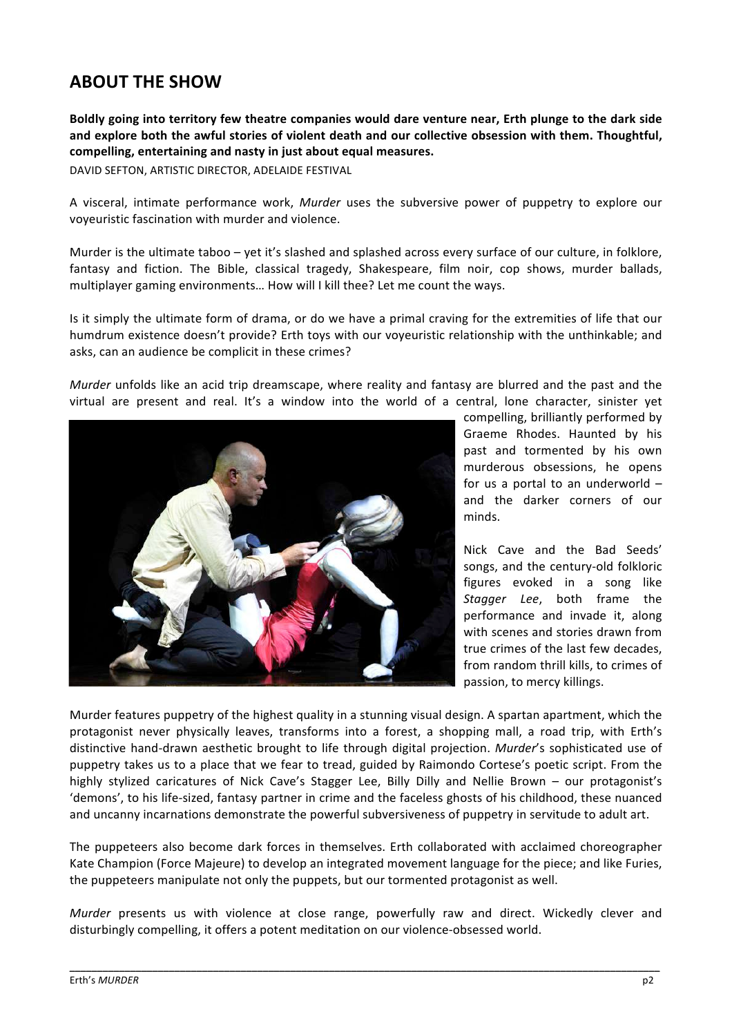## ABOUT THE SHOW

**Boldly going into territory few theatre companies would dare venture near, Erth plunge to the dark side and explore both the awful stories of violent death and our collective obsession with them. Thoughtful, compelling, entertaining and nasty in just about equal measures.**

DAVID SEFTON, ARTISTIC DIRECTOR, ADELAIDE FESTIVAL

A visceral, intimate performance work, *Murder* uses the subversive power of puppetry to explore our voyeuristic fascination with murder and violence.

Murder is the ultimate taboo – yet it's slashed and splashed across every surface of our culture, in folklore, fantasy and fiction. The Bible, classical tragedy, Shakespeare, film noir, cop shows, murder ballads, multiplayer gaming environments… How will I kill thee? Let me count the ways.

Is it simply the ultimate form of drama, or do we have a primal craving for the extremities of life that our humdrum existence doesn't provide? Erth toys with our voyeuristic relationship with the unthinkable; and asks, can an audience be complicit in these crimes?

*Murder* unfolds like an acid trip dreamscape, where reality and fantasy are blurred and the past and the virtual are present and real. It's a window into the world of a central, lone character, sinister yet compelling, brilliantly performed by Graeme Rhodes. Haunted by his past and tormented by his own murderous obsessions, he opens for us a portal to an underworld – and the darker corners of our minds.

Nick Cave and the Bad Seeds' songs, and the century-old folkloric figures evoked in a song like *Stagger Lee*, both frame the performance and invade it, along with scenes and stories drawn from true crimes of the last few decades, from random thrill kills, to crimes of passion, to mercy killings.

Murder features puppetry of the highest quality in a stunning visual design. A spartan apartment, which the protagonist never physically leaves, transforms into a forest, a shopping mall, a road trip, with Erth's distinctive hand-drawn aesthetic brought to life through digital projection. *Murder*'s sophisticated use of puppetry takes us to a place that we fear to tread, guided by Raimondo Cortese's poetic script. From the highly stylized caricatures of Nick Cave's Stagger Lee, Billy Dilly and Nellie Brown – our protagonist's 'demons', to his life-sized, fantasy partner in crime and the faceless ghosts of his childhood, these nuanced and uncanny incarnations demonstrate the powerful subversiveness of puppetry in servitude to adult art.

The puppeteers also become dark forces in themselves. Erth collaborated with acclaimed choreographer Kate Champion (Force Majeure) to develop an integrated movement language for the piece; and like Furies, the puppeteers manipulate not only the puppets, but our tormented protagonist as well.

*Murder* presents us with violence at close range, powerfully raw and direct. Wickedly clever and disturbingly compelling, it offers a potent meditation on our violence-obsessed world.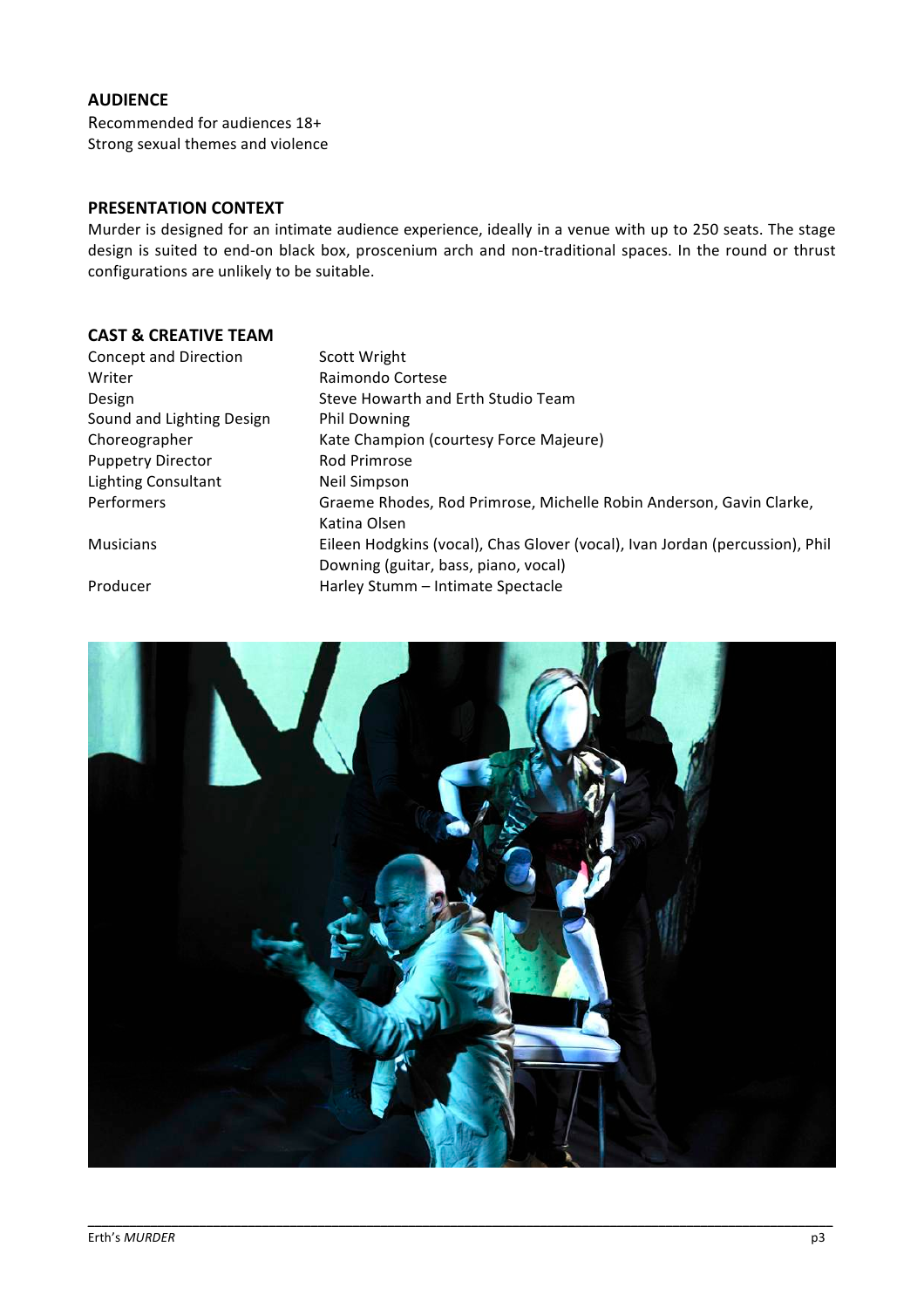## AUDIENCE

Recommended for audiences 18+
Strong sexual themes and violence

## PRESENTATION CONTEXT

Murder is designed for an intimate audience experience, ideally in a venue with up to 250 seats. The stage design is suited to end-on black box, proscenium arch and non-traditional spaces. In the round or thrust configurations are unlikely to be suitable.

## CAST & CREATIVE TEAM

| | |
|---|---|
| Concept and Direction | Scott Wright |
| Writer | Raimondo Cortese |
| Design | Steve Howarth and Erth Studio Team |
| Sound and Lighting Design | Phil Downing |
| Choreographer | Kate Champion (courtesy Force Majeure) |
| Puppetry Director | Rod Primrose |
| Lighting Consultant | Neil Simpson |
| Performers | Graeme Rhodes, Rod Primrose, Michelle Robin Anderson, Gavin Clarke, Katina Olsen |
| Musicians | Eileen Hodgkins (vocal), Chas Glover (vocal), Ivan Jordan (percussion), Phil Downing (guitar, bass, piano, vocal) |
| Producer | Harley Stumm – Intimate Spectacle |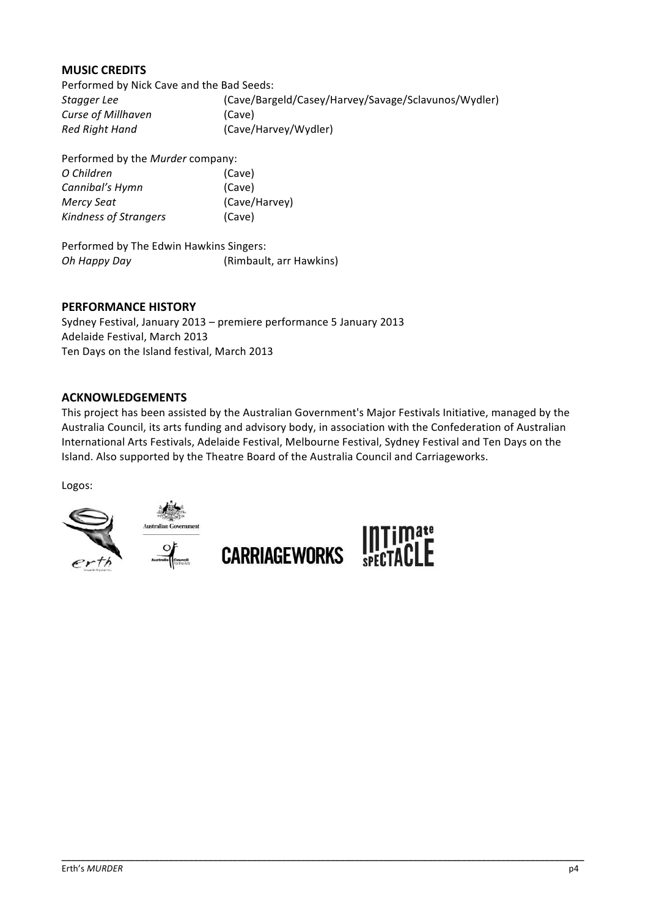## MUSIC CREDITS

Performed by Nick Cave and the Bad Seeds:

| | |
|---|---|
| *Stagger Lee* | (Cave/Bargeld/Casey/Harvey/Savage/Sclavunos/Wydler) |
| *Curse of Millhaven* | (Cave) |
| *Red Right Hand* | (Cave/Harvey/Wydler) |

Performed by the *Murder* company:

| | |
|---|---|
| *O Children* | (Cave) |
| *Cannibal's Hymn* | (Cave) |
| *Mercy Seat* | (Cave/Harvey) |
| *Kindness of Strangers* | (Cave) |

Performed by The Edwin Hawkins Singers:

| | |
|---|---|
| *Oh Happy Day* | (Rimbault, arr Hawkins) |

## PERFORMANCE HISTORY

Sydney Festival, January 2013 – premiere performance 5 January 2013
Adelaide Festival, March 2013
Ten Days on the Island festival, March 2013

## ACKNOWLEDGEMENTS

This project has been assisted by the Australian Government's Major Festivals Initiative, managed by the Australia Council, its arts funding and advisory body, in association with the Confederation of Australian International Arts Festivals, Adelaide Festival, Melbourne Festival, Sydney Festival and Ten Days on the Island. Also supported by the Theatre Board of the Australia Council and Carriageworks.

Logos:

erth
Australian Government
Australia Council for the Arts
CARRIAGEWORKS
INTIMATE SPECTACLE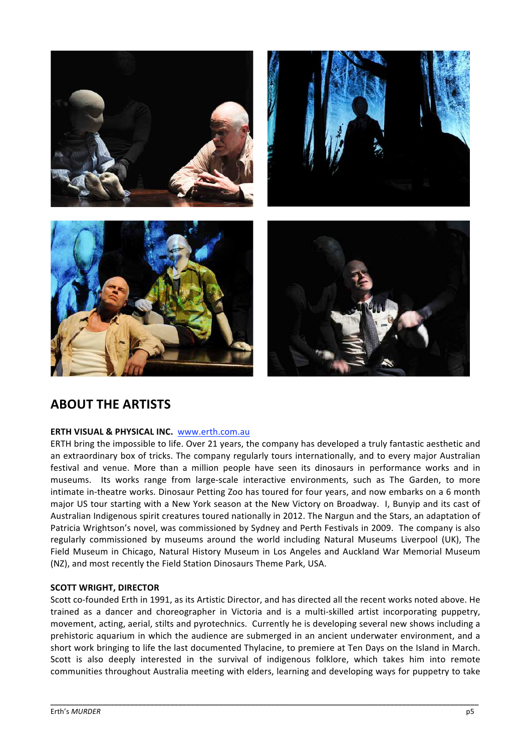## ABOUT THE ARTISTS

**ERTH VISUAL & PHYSICAL INC.** www.erth.com.au

ERTH bring the impossible to life. Over 21 years, the company has developed a truly fantastic aesthetic and an extraordinary box of tricks. The company regularly tours internationally, and to every major Australian festival and venue. More than a million people have seen its dinosaurs in performance works and in museums. Its works range from large-scale interactive environments, such as The Garden, to more intimate in-theatre works. Dinosaur Petting Zoo has toured for four years, and now embarks on a 6 month major US tour starting with a New York season at the New Victory on Broadway. I, Bunyip and its cast of Australian Indigenous spirit creatures toured nationally in 2012. The Nargun and the Stars, an adaptation of Patricia Wrightson's novel, was commissioned by Sydney and Perth Festivals in 2009. The company is also regularly commissioned by museums around the world including Natural Museums Liverpool (UK), The Field Museum in Chicago, Natural History Museum in Los Angeles and Auckland War Memorial Museum (NZ), and most recently the Field Station Dinosaurs Theme Park, USA.

**SCOTT WRIGHT, DIRECTOR**

Scott co-founded Erth in 1991, as its Artistic Director, and has directed all the recent works noted above. He trained as a dancer and choreographer in Victoria and is a multi-skilled artist incorporating puppetry, movement, acting, aerial, stilts and pyrotechnics. Currently he is developing several new shows including a prehistoric aquarium in which the audience are submerged in an ancient underwater environment, and a short work bringing to life the last documented Thylacine, to premiere at Ten Days on the Island in March. Scott is also deeply interested in the survival of indigenous folklore, which takes him into remote communities throughout Australia meeting with elders, learning and developing ways for puppetry to take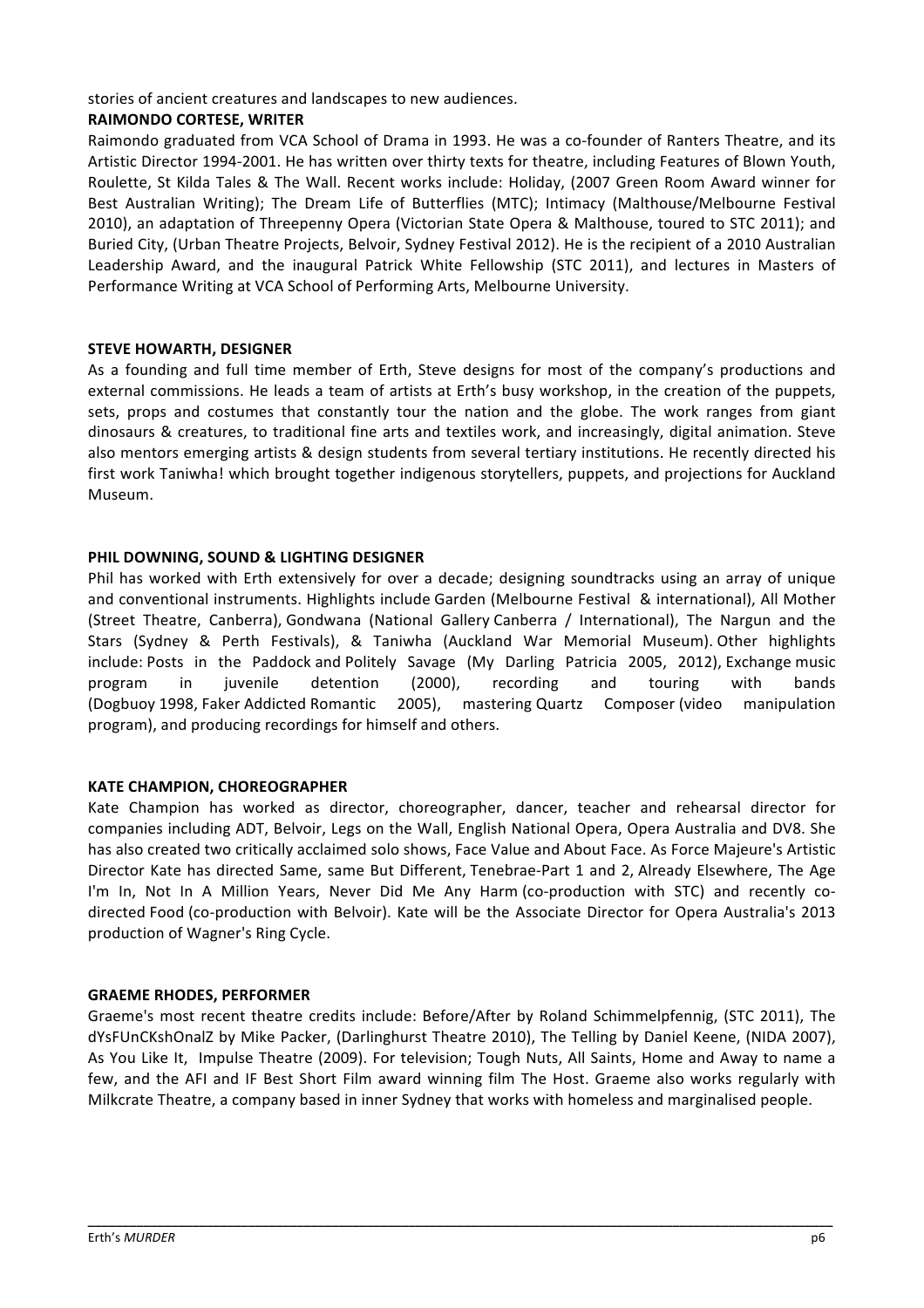stories of ancient creatures and landscapes to new audiences.

**RAIMONDO CORTESE, WRITER**

Raimondo graduated from VCA School of Drama in 1993. He was a co-founder of Ranters Theatre, and its Artistic Director 1994-2001. He has written over thirty texts for theatre, including Features of Blown Youth, Roulette, St Kilda Tales & The Wall. Recent works include: Holiday, (2007 Green Room Award winner for Best Australian Writing); The Dream Life of Butterflies (MTC); Intimacy (Malthouse/Melbourne Festival 2010), an adaptation of Threepenny Opera (Victorian State Opera & Malthouse, toured to STC 2011); and Buried City, (Urban Theatre Projects, Belvoir, Sydney Festival 2012). He is the recipient of a 2010 Australian Leadership Award, and the inaugural Patrick White Fellowship (STC 2011), and lectures in Masters of Performance Writing at VCA School of Performing Arts, Melbourne University.

**STEVE HOWARTH, DESIGNER**

As a founding and full time member of Erth, Steve designs for most of the company's productions and external commissions. He leads a team of artists at Erth's busy workshop, in the creation of the puppets, sets, props and costumes that constantly tour the nation and the globe. The work ranges from giant dinosaurs & creatures, to traditional fine arts and textiles work, and increasingly, digital animation. Steve also mentors emerging artists & design students from several tertiary institutions. He recently directed his first work Taniwha! which brought together indigenous storytellers, puppets, and projections for Auckland Museum.

**PHIL DOWNING, SOUND & LIGHTING DESIGNER**

Phil has worked with Erth extensively for over a decade; designing soundtracks using an array of unique and conventional instruments. Highlights include Garden (Melbourne Festival & international), All Mother (Street Theatre, Canberra), Gondwana (National Gallery Canberra / International), The Nargun and the Stars (Sydney & Perth Festivals), & Taniwha (Auckland War Memorial Museum). Other highlights include: Posts in the Paddock and Politely Savage (My Darling Patricia 2005, 2012), Exchange music program in juvenile detention (2000), recording and touring with bands (Dogbuoy 1998, Faker Addicted Romantic 2005), mastering Quartz Composer (video manipulation program), and producing recordings for himself and others.

**KATE CHAMPION, CHOREOGRAPHER**

Kate Champion has worked as director, choreographer, dancer, teacher and rehearsal director for companies including ADT, Belvoir, Legs on the Wall, English National Opera, Opera Australia and DV8. She has also created two critically acclaimed solo shows, Face Value and About Face. As Force Majeure's Artistic Director Kate has directed Same, same But Different, Tenebrae-Part 1 and 2, Already Elsewhere, The Age I'm In, Not In A Million Years, Never Did Me Any Harm (co-production with STC) and recently co-directed Food (co-production with Belvoir). Kate will be the Associate Director for Opera Australia's 2013 production of Wagner's Ring Cycle.

**GRAEME RHODES, PERFORMER**

Graeme's most recent theatre credits include: Before/After by Roland Schimmelpfennig, (STC 2011), The dYsFUnCKshOnalZ by Mike Packer, (Darlinghurst Theatre 2010), The Telling by Daniel Keene, (NIDA 2007), As You Like It, Impulse Theatre (2009). For television; Tough Nuts, All Saints, Home and Away to name a few, and the AFI and IF Best Short Film award winning film The Host. Graeme also works regularly with Milkcrate Theatre, a company based in inner Sydney that works with homeless and marginalised people.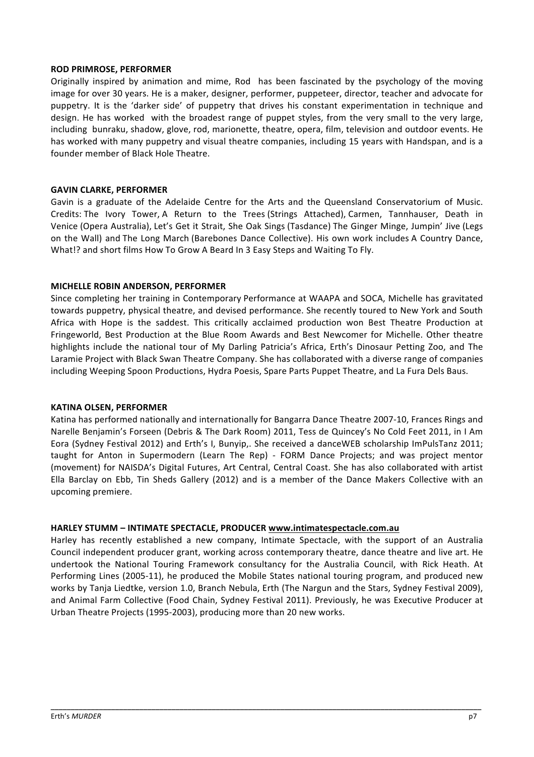**ROD PRIMROSE, PERFORMER**

Originally inspired by animation and mime, Rod has been fascinated by the psychology of the moving image for over 30 years. He is a maker, designer, performer, puppeteer, director, teacher and advocate for puppetry. It is the 'darker side' of puppetry that drives his constant experimentation in technique and design. He has worked with the broadest range of puppet styles, from the very small to the very large, including bunraku, shadow, glove, rod, marionette, theatre, opera, film, television and outdoor events. He has worked with many puppetry and visual theatre companies, including 15 years with Handspan, and is a founder member of Black Hole Theatre.

**GAVIN CLARKE, PERFORMER**

Gavin is a graduate of the Adelaide Centre for the Arts and the Queensland Conservatorium of Music. Credits: The Ivory Tower, A Return to the Trees (Strings Attached), Carmen, Tannhauser, Death in Venice (Opera Australia), Let's Get it Strait, She Oak Sings (Tasdance) The Ginger Minge, Jumpin' Jive (Legs on the Wall) and The Long March (Barebones Dance Collective). His own work includes A Country Dance, What!? and short films How To Grow A Beard In 3 Easy Steps and Waiting To Fly.

**MICHELLE ROBIN ANDERSON, PERFORMER**

Since completing her training in Contemporary Performance at WAAPA and SOCA, Michelle has gravitated towards puppetry, physical theatre, and devised performance. She recently toured to New York and South Africa with Hope is the saddest. This critically acclaimed production won Best Theatre Production at Fringeworld, Best Production at the Blue Room Awards and Best Newcomer for Michelle. Other theatre highlights include the national tour of My Darling Patricia's Africa, Erth's Dinosaur Petting Zoo, and The Laramie Project with Black Swan Theatre Company. She has collaborated with a diverse range of companies including Weeping Spoon Productions, Hydra Poesis, Spare Parts Puppet Theatre, and La Fura Dels Baus.

**KATINA OLSEN, PERFORMER**

Katina has performed nationally and internationally for Bangarra Dance Theatre 2007-10, Frances Rings and Narelle Benjamin's Forseen (Debris & The Dark Room) 2011, Tess de Quincey's No Cold Feet 2011, in I Am Eora (Sydney Festival 2012) and Erth's I, Bunyip,. She received a danceWEB scholarship ImPulsTanz 2011; taught for Anton in Supermodern (Learn The Rep) - FORM Dance Projects; and was project mentor (movement) for NAISDA's Digital Futures, Art Central, Central Coast. She has also collaborated with artist Ella Barclay on Ebb, Tin Sheds Gallery (2012) and is a member of the Dance Makers Collective with an upcoming premiere.

**HARLEY STUMM – INTIMATE SPECTACLE, PRODUCER www.intimatespectacle.com.au**

Harley has recently established a new company, Intimate Spectacle, with the support of an Australia Council independent producer grant, working across contemporary theatre, dance theatre and live art. He undertook the National Touring Framework consultancy for the Australia Council, with Rick Heath. At Performing Lines (2005-11), he produced the Mobile States national touring program, and produced new works by Tanja Liedtke, version 1.0, Branch Nebula, Erth (The Nargun and the Stars, Sydney Festival 2009), and Animal Farm Collective (Food Chain, Sydney Festival 2011). Previously, he was Executive Producer at Urban Theatre Projects (1995-2003), producing more than 20 new works.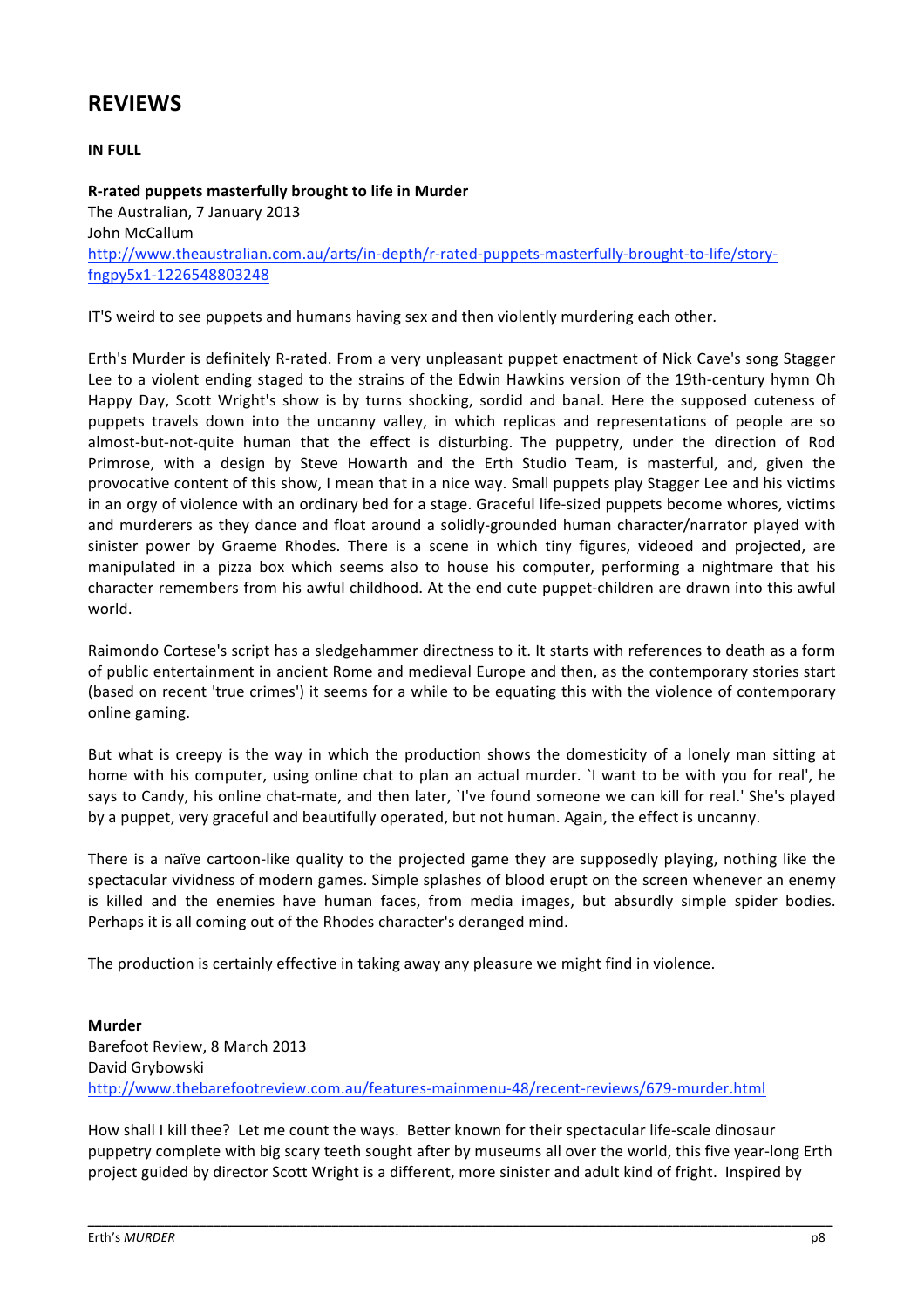# REVIEWS

**IN FULL**

**R-rated puppets masterfully brought to life in Murder**
The Australian, 7 January 2013
John McCallum
http://www.theaustralian.com.au/arts/in-depth/r-rated-puppets-masterfully-brought-to-life/story-fngpy5x1-1226548803248

IT'S weird to see puppets and humans having sex and then violently murdering each other.

Erth's Murder is definitely R-rated. From a very unpleasant puppet enactment of Nick Cave's song Stagger Lee to a violent ending staged to the strains of the Edwin Hawkins version of the 19th-century hymn Oh Happy Day, Scott Wright's show is by turns shocking, sordid and banal. Here the supposed cuteness of puppets travels down into the uncanny valley, in which replicas and representations of people are so almost-but-not-quite human that the effect is disturbing. The puppetry, under the direction of Rod Primrose, with a design by Steve Howarth and the Erth Studio Team, is masterful, and, given the provocative content of this show, I mean that in a nice way. Small puppets play Stagger Lee and his victims in an orgy of violence with an ordinary bed for a stage. Graceful life-sized puppets become whores, victims and murderers as they dance and float around a solidly-grounded human character/narrator played with sinister power by Graeme Rhodes. There is a scene in which tiny figures, videoed and projected, are manipulated in a pizza box which seems also to house his computer, performing a nightmare that his character remembers from his awful childhood. At the end cute puppet-children are drawn into this awful world.

Raimondo Cortese's script has a sledgehammer directness to it. It starts with references to death as a form of public entertainment in ancient Rome and medieval Europe and then, as the contemporary stories start (based on recent 'true crimes') it seems for a while to be equating this with the violence of contemporary online gaming.

But what is creepy is the way in which the production shows the domesticity of a lonely man sitting at home with his computer, using online chat to plan an actual murder. `I want to be with you for real', he says to Candy, his online chat-mate, and then later, `I've found someone we can kill for real.' She's played by a puppet, very graceful and beautifully operated, but not human. Again, the effect is uncanny.

There is a naïve cartoon-like quality to the projected game they are supposedly playing, nothing like the spectacular vividness of modern games. Simple splashes of blood erupt on the screen whenever an enemy is killed and the enemies have human faces, from media images, but absurdly simple spider bodies. Perhaps it is all coming out of the Rhodes character's deranged mind.

The production is certainly effective in taking away any pleasure we might find in violence.

**Murder**
Barefoot Review, 8 March 2013
David Grybowski
http://www.thebarefootreview.com.au/features-mainmenu-48/recent-reviews/679-murder.html

How shall I kill thee? Let me count the ways. Better known for their spectacular life-scale dinosaur puppetry complete with big scary teeth sought after by museums all over the world, this five year-long Erth project guided by director Scott Wright is a different, more sinister and adult kind of fright. Inspired by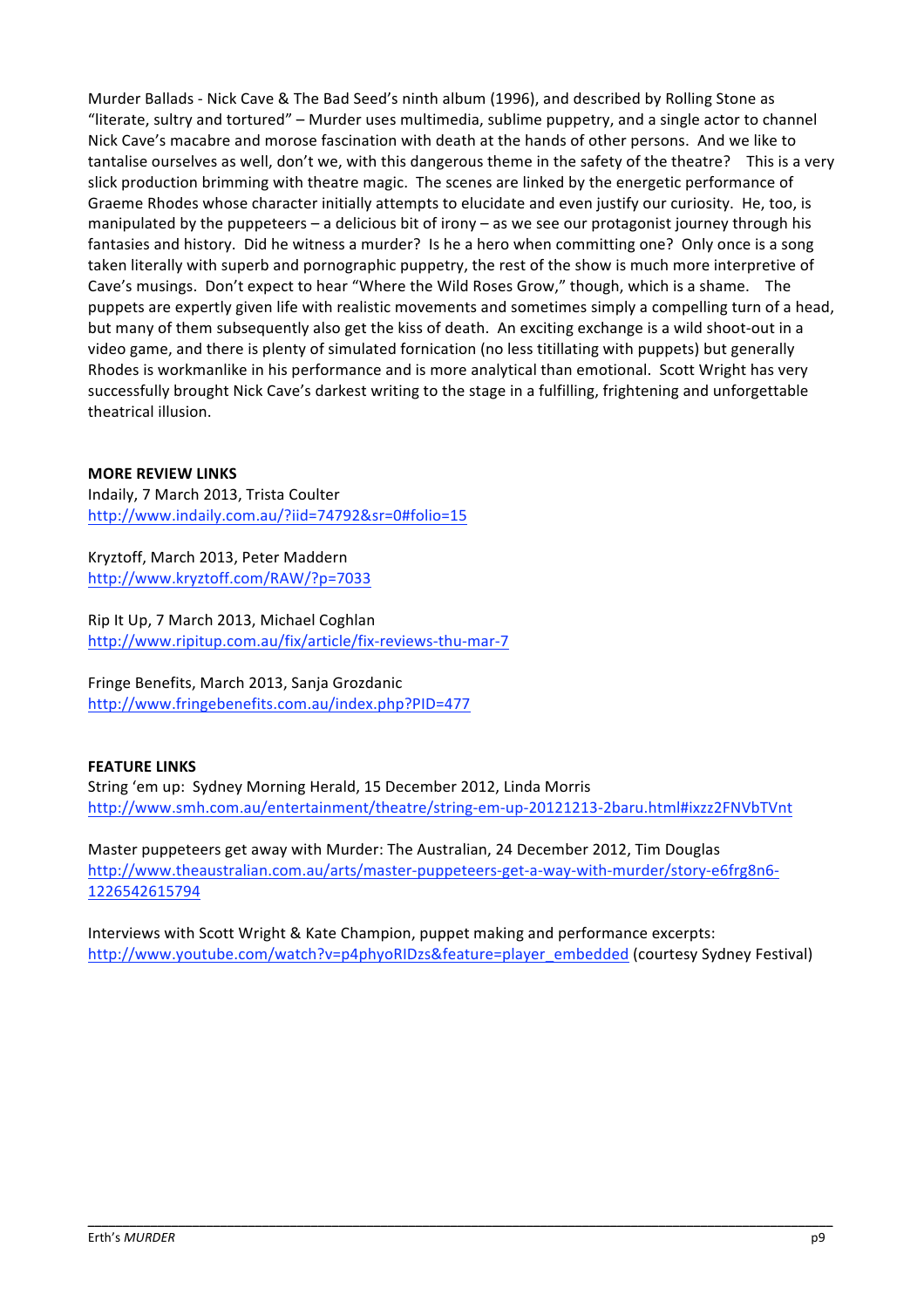Murder Ballads - Nick Cave & The Bad Seed's ninth album (1996), and described by Rolling Stone as "literate, sultry and tortured" – Murder uses multimedia, sublime puppetry, and a single actor to channel Nick Cave's macabre and morose fascination with death at the hands of other persons. And we like to tantalise ourselves as well, don't we, with this dangerous theme in the safety of the theatre? This is a very slick production brimming with theatre magic. The scenes are linked by the energetic performance of Graeme Rhodes whose character initially attempts to elucidate and even justify our curiosity. He, too, is manipulated by the puppeteers – a delicious bit of irony – as we see our protagonist journey through his fantasies and history. Did he witness a murder? Is he a hero when committing one? Only once is a song taken literally with superb and pornographic puppetry, the rest of the show is much more interpretive of Cave's musings. Don't expect to hear "Where the Wild Roses Grow," though, which is a shame. The puppets are expertly given life with realistic movements and sometimes simply a compelling turn of a head, but many of them subsequently also get the kiss of death. An exciting exchange is a wild shoot-out in a video game, and there is plenty of simulated fornication (no less titillating with puppets) but generally Rhodes is workmanlike in his performance and is more analytical than emotional. Scott Wright has very successfully brought Nick Cave's darkest writing to the stage in a fulfilling, frightening and unforgettable theatrical illusion.

**MORE REVIEW LINKS**

Indaily, 7 March 2013, Trista Coulter
http://www.indaily.com.au/?iid=74792&sr=0#folio=15

Kryztoff, March 2013, Peter Maddern
http://www.kryztoff.com/RAW/?p=7033

Rip It Up, 7 March 2013, Michael Coghlan
http://www.ripitup.com.au/fix/article/fix-reviews-thu-mar-7

Fringe Benefits, March 2013, Sanja Grozdanic
http://www.fringebenefits.com.au/index.php?PID=477

**FEATURE LINKS**

String 'em up: Sydney Morning Herald, 15 December 2012, Linda Morris
http://www.smh.com.au/entertainment/theatre/string-em-up-20121213-2baru.html#ixzz2FNVbTVnt

Master puppeteers get away with Murder: The Australian, 24 December 2012, Tim Douglas
http://www.theaustralian.com.au/arts/master-puppeteers-get-a-way-with-murder/story-e6frg8n6-1226542615794

Interviews with Scott Wright & Kate Champion, puppet making and performance excerpts:
http://www.youtube.com/watch?v=p4phyoRIDzs&feature=player_embedded (courtesy Sydney Festival)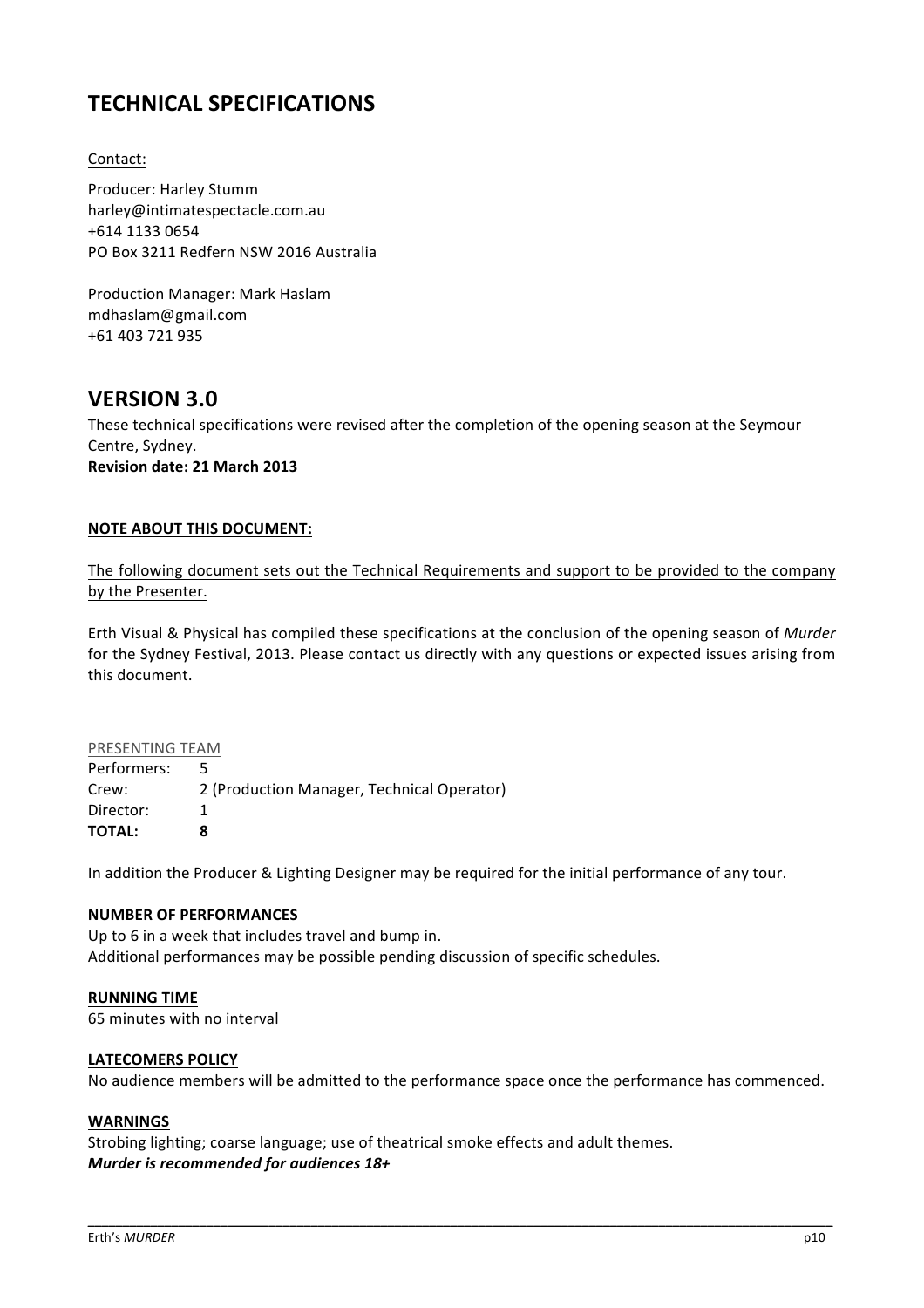# TECHNICAL SPECIFICATIONS

<u>Contact:</u>

Producer: Harley Stumm
harley@intimatespectacle.com.au
+614 1133 0654
PO Box 3211 Redfern NSW 2016 Australia

Production Manager: Mark Haslam
mdhaslam@gmail.com
+61 403 721 935

# VERSION 3.0

These technical specifications were revised after the completion of the opening season at the Seymour Centre, Sydney.
**Revision date: 21 March 2013**

**<u>NOTE ABOUT THIS DOCUMENT:</u>**

<u>The following document sets out the Technical Requirements and support to be provided to the company by the Presenter.</u>

Erth Visual & Physical has compiled these specifications at the conclusion of the opening season of *Murder* for the Sydney Festival, 2013. Please contact us directly with any questions or expected issues arising from this document.

<u>PRESENTING TEAM</u>

| | |
|---|---|
| Performers: | 5 |
| Crew: | 2 (Production Manager, Technical Operator) |
| Director: | 1 |
| **TOTAL:** | **8** |

In addition the Producer & Lighting Designer may be required for the initial performance of any tour.

**<u>NUMBER OF PERFORMANCES</u>**

Up to 6 in a week that includes travel and bump in.
Additional performances may be possible pending discussion of specific schedules.

**<u>RUNNING TIME</u>**

65 minutes with no interval

**<u>LATECOMERS POLICY</u>**

No audience members will be admitted to the performance space once the performance has commenced.

**<u>WARNINGS</u>**

Strobing lighting; coarse language; use of theatrical smoke effects and adult themes.
***Murder is recommended for audiences 18+***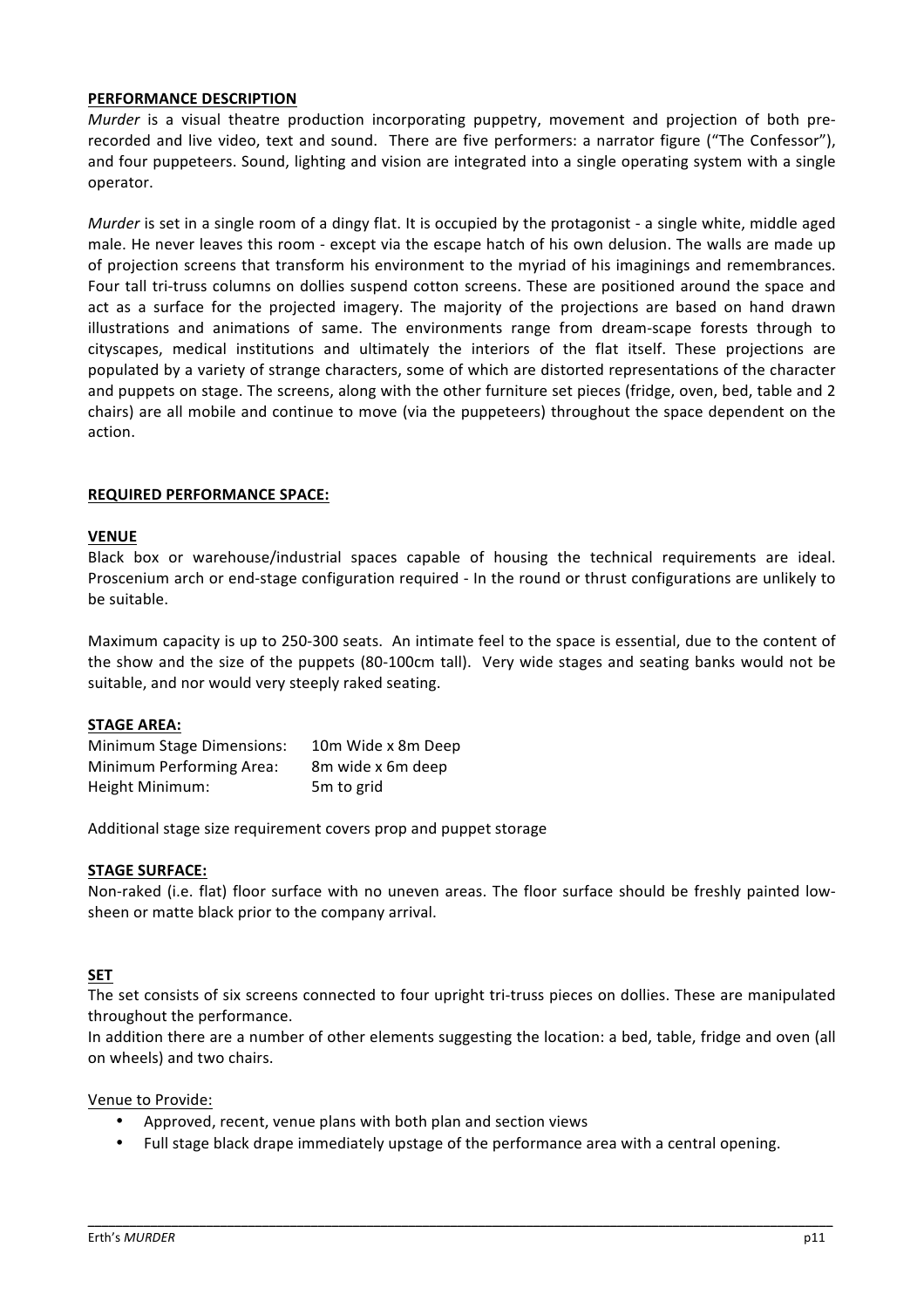**PERFORMANCE DESCRIPTION**

*Murder* is a visual theatre production incorporating puppetry, movement and projection of both pre-recorded and live video, text and sound. There are five performers: a narrator figure ("The Confessor"), and four puppeteers. Sound, lighting and vision are integrated into a single operating system with a single operator.

*Murder* is set in a single room of a dingy flat. It is occupied by the protagonist - a single white, middle aged male. He never leaves this room - except via the escape hatch of his own delusion. The walls are made up of projection screens that transform his environment to the myriad of his imaginings and remembrances. Four tall tri-truss columns on dollies suspend cotton screens. These are positioned around the space and act as a surface for the projected imagery. The majority of the projections are based on hand drawn illustrations and animations of same. The environments range from dream-scape forests through to cityscapes, medical institutions and ultimately the interiors of the flat itself. These projections are populated by a variety of strange characters, some of which are distorted representations of the character and puppets on stage. The screens, along with the other furniture set pieces (fridge, oven, bed, table and 2 chairs) are all mobile and continue to move (via the puppeteers) throughout the space dependent on the action.

**REQUIRED PERFORMANCE SPACE:**

**VENUE**

Black box or warehouse/industrial spaces capable of housing the technical requirements are ideal. Proscenium arch or end-stage configuration required - In the round or thrust configurations are unlikely to be suitable.

Maximum capacity is up to 250-300 seats. An intimate feel to the space is essential, due to the content of the show and the size of the puppets (80-100cm tall). Very wide stages and seating banks would not be suitable, and nor would very steeply raked seating.

**STAGE AREA:**

| | |
|---|---|
| Minimum Stage Dimensions: | 10m Wide x 8m Deep |
| Minimum Performing Area: | 8m wide x 6m deep |
| Height Minimum: | 5m to grid |

Additional stage size requirement covers prop and puppet storage

**STAGE SURFACE:**

Non-raked (i.e. flat) floor surface with no uneven areas. The floor surface should be freshly painted low-sheen or matte black prior to the company arrival.

**SET**

The set consists of six screens connected to four upright tri-truss pieces on dollies. These are manipulated throughout the performance.

In addition there are a number of other elements suggesting the location: a bed, table, fridge and oven (all on wheels) and two chairs.

Venue to Provide:

- Approved, recent, venue plans with both plan and section views
- Full stage black drape immediately upstage of the performance area with a central opening.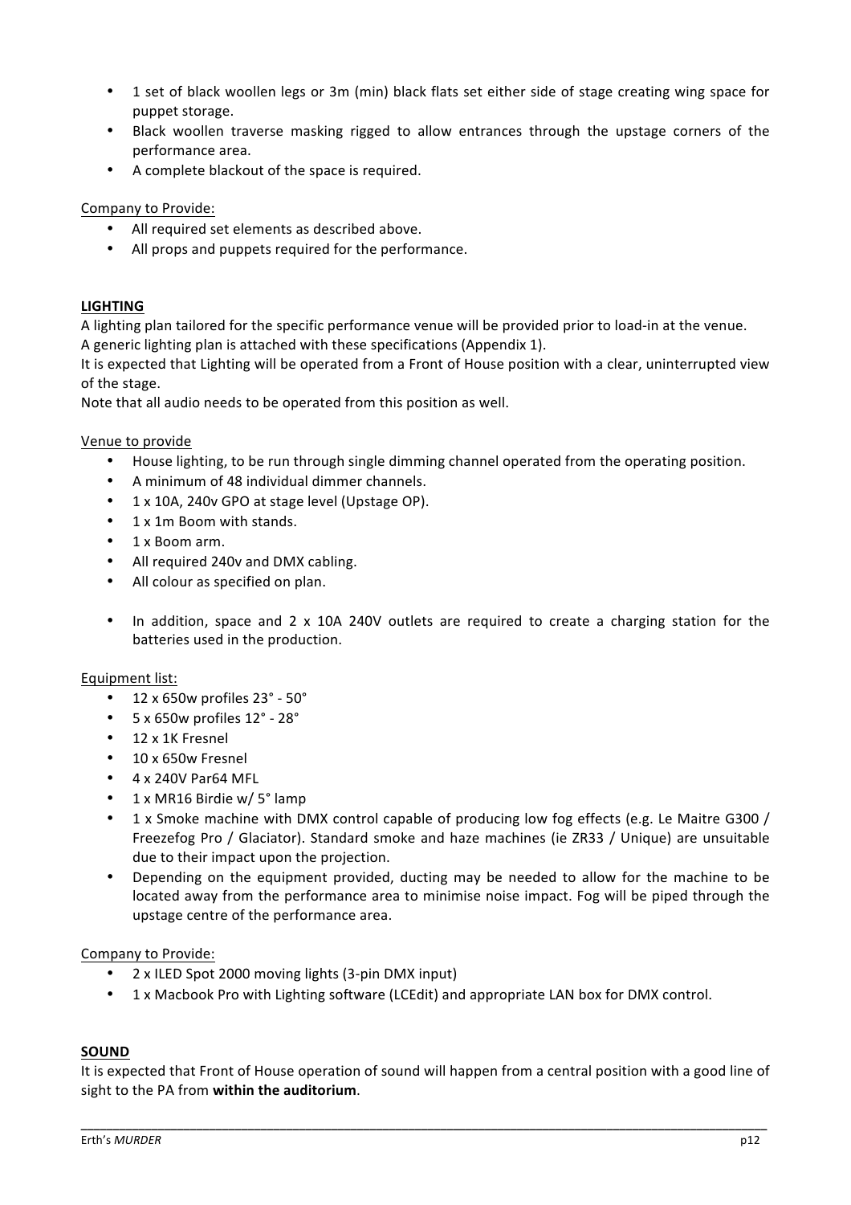- 1 set of black woollen legs or 3m (min) black flats set either side of stage creating wing space for puppet storage.
- Black woollen traverse masking rigged to allow entrances through the upstage corners of the performance area.
- A complete blackout of the space is required.

Company to Provide:

- All required set elements as described above.
- All props and puppets required for the performance.

## LIGHTING

A lighting plan tailored for the specific performance venue will be provided prior to load-in at the venue.
A generic lighting plan is attached with these specifications (Appendix 1).
It is expected that Lighting will be operated from a Front of House position with a clear, uninterrupted view of the stage.
Note that all audio needs to be operated from this position as well.

Venue to provide

- House lighting, to be run through single dimming channel operated from the operating position.
- A minimum of 48 individual dimmer channels.
- 1 x 10A, 240v GPO at stage level (Upstage OP).
- 1 x 1m Boom with stands.
- 1 x Boom arm.
- All required 240v and DMX cabling.
- All colour as specified on plan.

- In addition, space and 2 x 10A 240V outlets are required to create a charging station for the batteries used in the production.

Equipment list:

- 12 x 650w profiles 23° - 50°
- 5 x 650w profiles 12° - 28°
- 12 x 1K Fresnel
- 10 x 650w Fresnel
- 4 x 240V Par64 MFL
- 1 x MR16 Birdie w/ 5° lamp
- 1 x Smoke machine with DMX control capable of producing low fog effects (e.g. Le Maitre G300 / Freezefog Pro / Glaciator). Standard smoke and haze machines (ie ZR33 / Unique) are unsuitable due to their impact upon the projection.
- Depending on the equipment provided, ducting may be needed to allow for the machine to be located away from the performance area to minimise noise impact. Fog will be piped through the upstage centre of the performance area.

Company to Provide:

- 2 x ILED Spot 2000 moving lights (3-pin DMX input)
- 1 x Macbook Pro with Lighting software (LCEdit) and appropriate LAN box for DMX control.

## SOUND

It is expected that Front of House operation of sound will happen from a central position with a good line of sight to the PA from **within the auditorium**.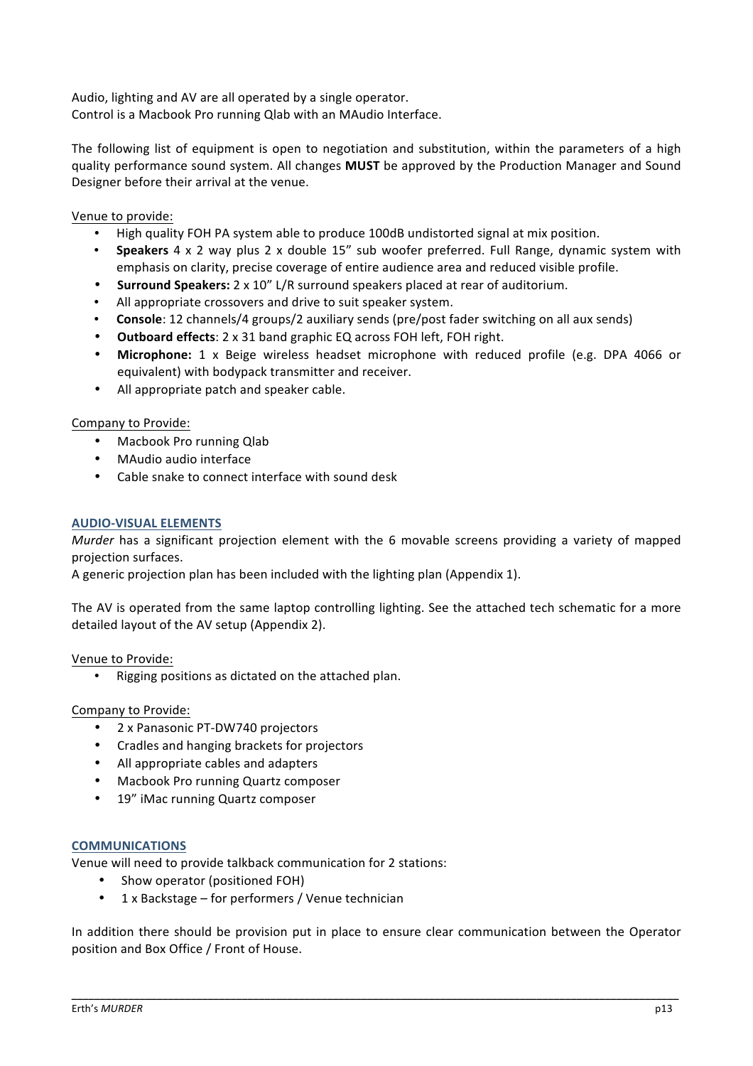Audio, lighting and AV are all operated by a single operator.
Control is a Macbook Pro running Qlab with an MAudio Interface.

The following list of equipment is open to negotiation and substitution, within the parameters of a high quality performance sound system. All changes **MUST** be approved by the Production Manager and Sound Designer before their arrival at the venue.

Venue to provide:

- High quality FOH PA system able to produce 100dB undistorted signal at mix position.
- **Speakers** 4 x 2 way plus 2 x double 15" sub woofer preferred. Full Range, dynamic system with emphasis on clarity, precise coverage of entire audience area and reduced visible profile.
- **Surround Speakers:** 2 x 10" L/R surround speakers placed at rear of auditorium.
- All appropriate crossovers and drive to suit speaker system.
- **Console**: 12 channels/4 groups/2 auxiliary sends (pre/post fader switching on all aux sends)
- **Outboard effects**: 2 x 31 band graphic EQ across FOH left, FOH right.
- **Microphone:** 1 x Beige wireless headset microphone with reduced profile (e.g. DPA 4066 or equivalent) with bodypack transmitter and receiver.
- All appropriate patch and speaker cable.

Company to Provide:

- Macbook Pro running Qlab
- MAudio audio interface
- Cable snake to connect interface with sound desk

## AUDIO-VISUAL ELEMENTS

*Murder* has a significant projection element with the 6 movable screens providing a variety of mapped projection surfaces.
A generic projection plan has been included with the lighting plan (Appendix 1).

The AV is operated from the same laptop controlling lighting. See the attached tech schematic for a more detailed layout of the AV setup (Appendix 2).

Venue to Provide:

- Rigging positions as dictated on the attached plan.

Company to Provide:

- 2 x Panasonic PT-DW740 projectors
- Cradles and hanging brackets for projectors
- All appropriate cables and adapters
- Macbook Pro running Quartz composer
- 19" iMac running Quartz composer

## COMMUNICATIONS

Venue will need to provide talkback communication for 2 stations:

- Show operator (positioned FOH)
- 1 x Backstage – for performers / Venue technician

In addition there should be provision put in place to ensure clear communication between the Operator position and Box Office / Front of House.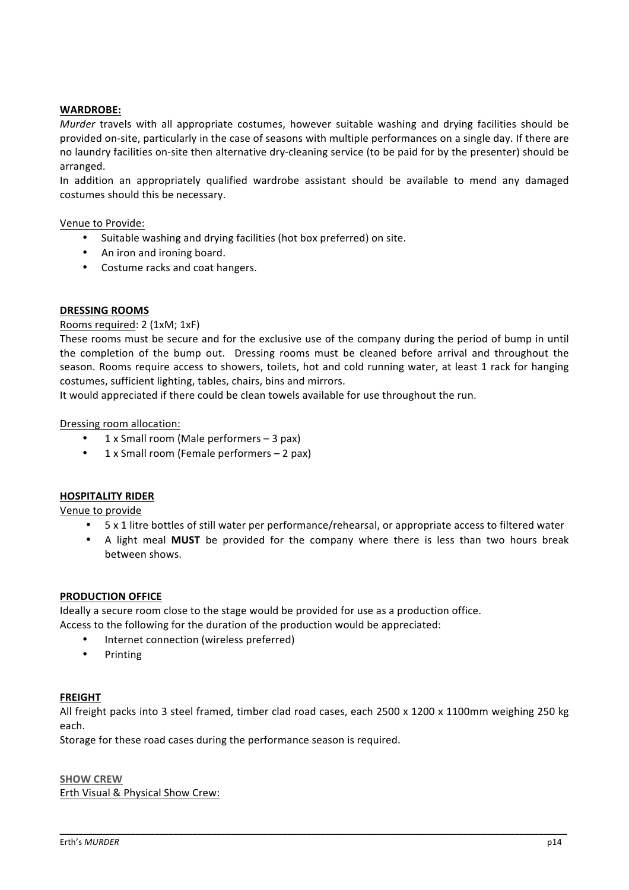**WARDROBE:**

*Murder* travels with all appropriate costumes, however suitable washing and drying facilities should be provided on-site, particularly in the case of seasons with multiple performances on a single day. If there are no laundry facilities on-site then alternative dry-cleaning service (to be paid for by the presenter) should be arranged.

In addition an appropriately qualified wardrobe assistant should be available to mend any damaged costumes should this be necessary.

Venue to Provide:

- Suitable washing and drying facilities (hot box preferred) on site.
- An iron and ironing board.
- Costume racks and coat hangers.

**DRESSING ROOMS**

Rooms required: 2 (1xM; 1xF)

These rooms must be secure and for the exclusive use of the company during the period of bump in until the completion of the bump out. Dressing rooms must be cleaned before arrival and throughout the season. Rooms require access to showers, toilets, hot and cold running water, at least 1 rack for hanging costumes, sufficient lighting, tables, chairs, bins and mirrors.

It would appreciated if there could be clean towels available for use throughout the run.

Dressing room allocation:

- 1 x Small room (Male performers – 3 pax)
- 1 x Small room (Female performers – 2 pax)

**HOSPITALITY RIDER**

Venue to provide

- 5 x 1 litre bottles of still water per performance/rehearsal, or appropriate access to filtered water
- A light meal **MUST** be provided for the company where there is less than two hours break between shows.

**PRODUCTION OFFICE**

Ideally a secure room close to the stage would be provided for use as a production office.

Access to the following for the duration of the production would be appreciated:

- Internet connection (wireless preferred)
- Printing

**FREIGHT**

All freight packs into 3 steel framed, timber clad road cases, each 2500 x 1200 x 1100mm weighing 250 kg each.

Storage for these road cases during the performance season is required.

**SHOW CREW**

Erth Visual & Physical Show Crew: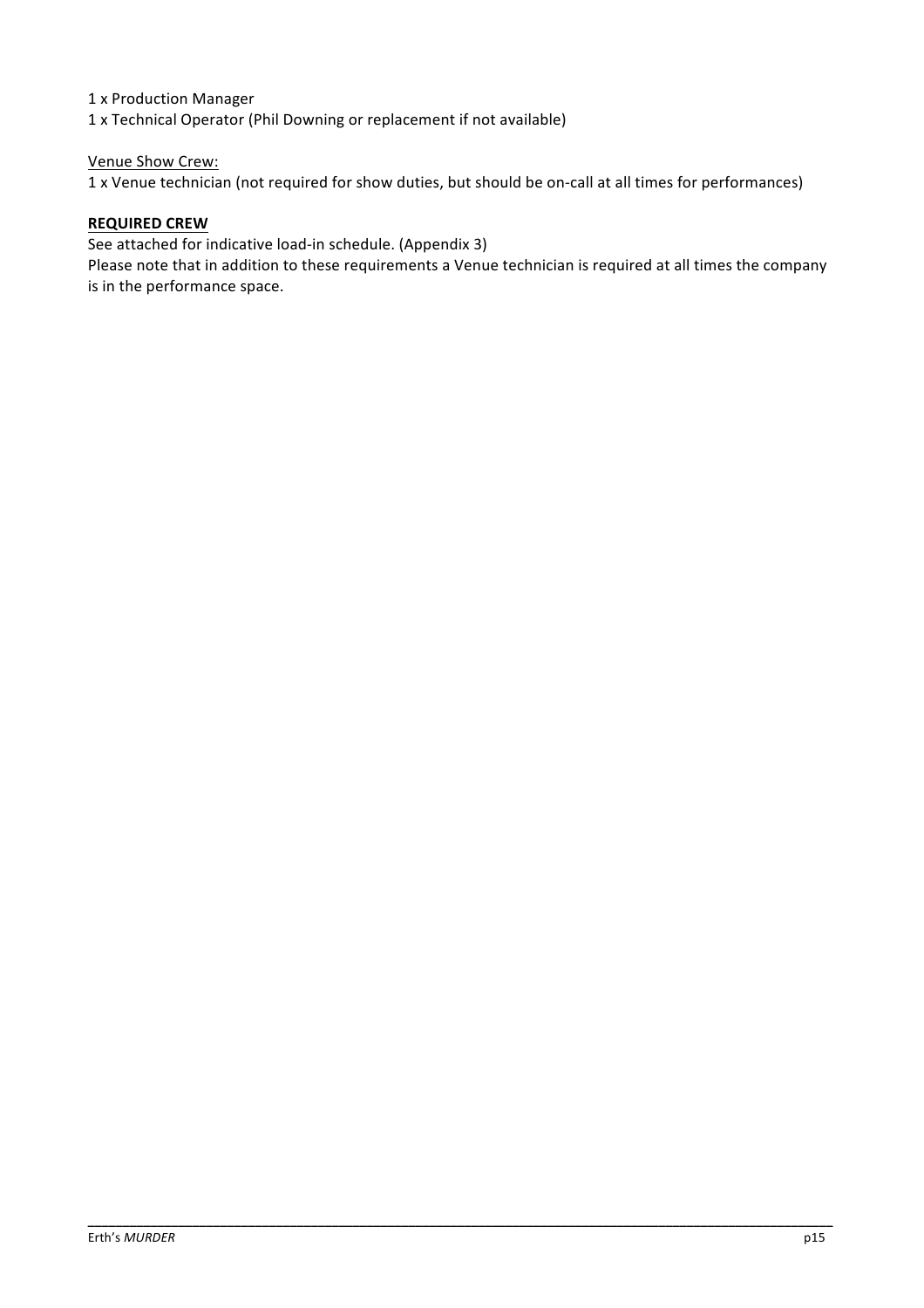1 x Production Manager
1 x Technical Operator (Phil Downing or replacement if not available)

Venue Show Crew:
1 x Venue technician (not required for show duties, but should be on-call at all times for performances)

**REQUIRED CREW**

See attached for indicative load-in schedule. (Appendix 3)
Please note that in addition to these requirements a Venue technician is required at all times the company is in the performance space.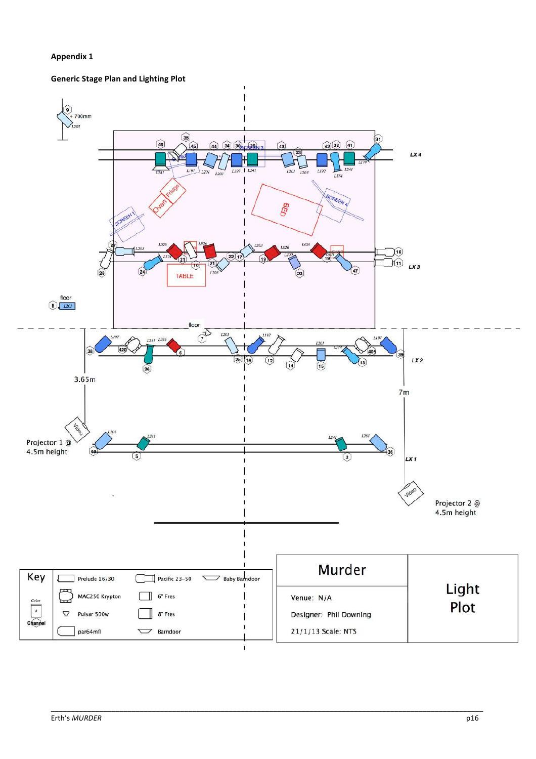**Appendix 1**

**Generic Stage Plan and Lighting Plot**

| Key | | | |
|---|---|---|---|
| Color / # / Channel | Prelude 16/30 | Pacific 23-50 | Baby Barndoor |
| | MAC250 Krypton | 6" Fres | |
| | Pulsar 500w | 8" Fres | |
| | par64mfl | Barndoor | |

| Murder | Light Plot |
|---|---|
| Venue: N/A | |
| Designer: Phil Downing | |
| 21/1/13 Scale: NTS | |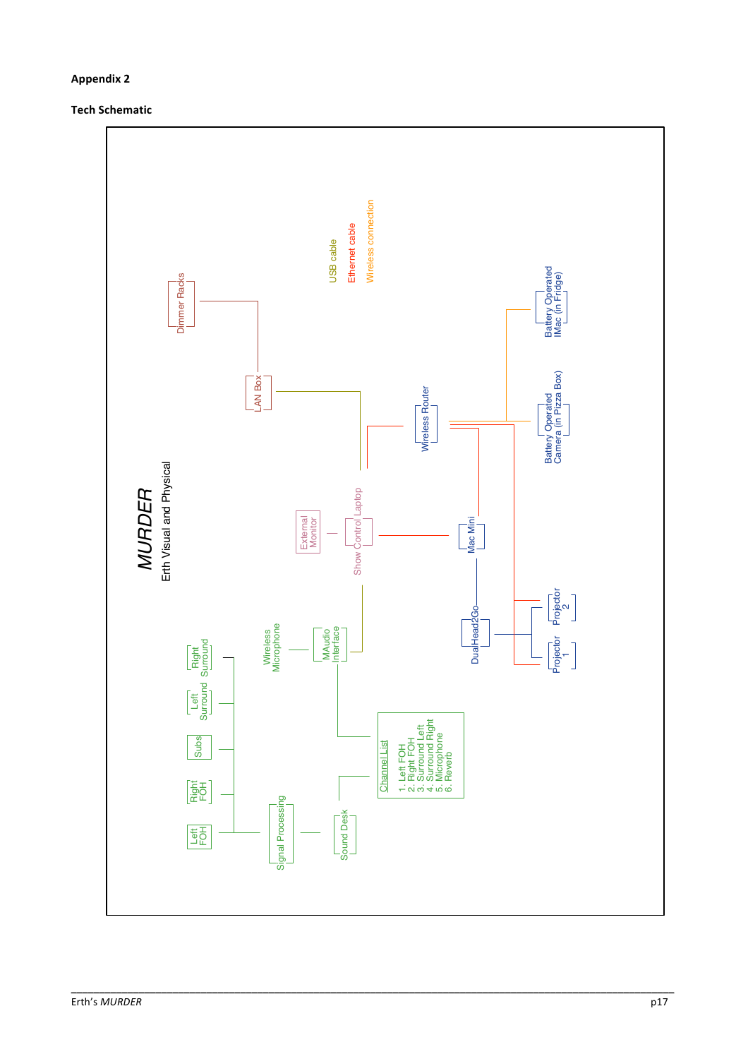**Appendix 2**

**Tech Schematic**

*MURDER*

Erth Visual and Physical

USB cable

Ethernet cable

Wireless connection

Dimmer Racks

LAN Box

Wireless Router

Battery Operated IMac (in Fridge)

Battery Operated Camera (in Pizza Box)

External Monitor

Show Control Laptop

Mac Mini

Wireless Microphone

MAudio Interface

DualHead2Go

Projector 2

Projector 1

Right Surround

Left Surround

Subs

Right FOH

Left FOH

Signal Processing

Sound Desk

Channel List

1. Left FOH
2. Right FOH
3. Surround Left
4. Surround Right
5. Microphone
6. Reverb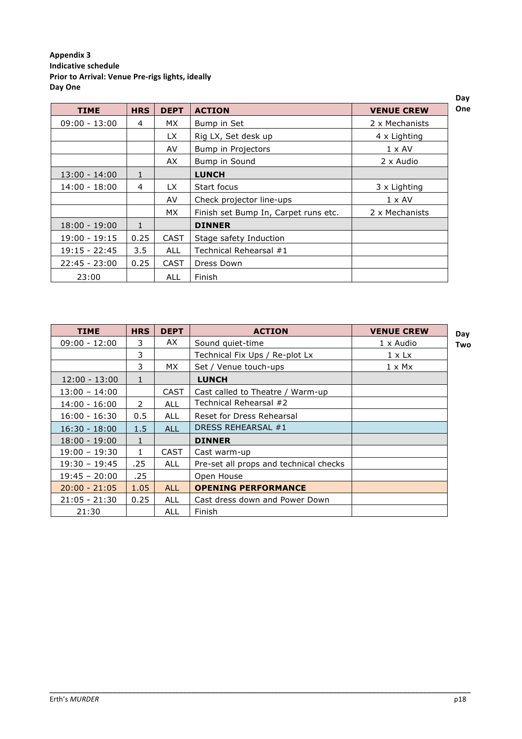**Appendix 3**
**Indicative schedule**
**Prior to Arrival: Venue Pre-rigs lights, ideally**
**Day One**

**Day One**

| TIME | HRS | DEPT | ACTION | VENUE CREW |
|---|---|---|---|---|
| 09:00 - 13:00 | 4 | MX | Bump in Set | 2 x Mechanists |
| | | LX | Rig LX, Set desk up | 4 x Lighting |
| | | AV | Bump in Projectors | 1 x AV |
| | | AX | Bump in Sound | 2 x Audio |
| 13:00 - 14:00 | 1 | | **LUNCH** | |
| 14:00 - 18:00 | 4 | LX | Start focus | 3 x Lighting |
| | | AV | Check projector line-ups | 1 x AV |
| | | MX | Finish set Bump In, Carpet runs etc. | 2 x Mechanists |
| 18:00 - 19:00 | 1 | | **DINNER** | |
| 19:00 - 19:15 | 0.25 | CAST | Stage safety Induction | |
| 19:15 - 22:45 | 3.5 | ALL | Technical Rehearsal #1 | |
| 22:45 - 23:00 | 0.25 | CAST | Dress Down | |
| 23:00 | | ALL | Finish | |

**Day Two**

| TIME | HRS | DEPT | ACTION | VENUE CREW |
|---|---|---|---|---|
| 09:00 - 12:00 | 3 | AX | Sound quiet-time | 1 x Audio |
| | 3 | | Technical Fix Ups / Re-plot Lx | 1 x Lx |
| | 3 | MX | Set / Venue touch-ups | 1 x Mx |
| 12:00 - 13:00 | 1 | | **LUNCH** | |
| 13:00 – 14:00 | | CAST | Cast called to Theatre / Warm-up | |
| 14:00 - 16:00 | 2 | ALL | Technical Rehearsal #2 | |
| 16:00 - 16:30 | 0.5 | ALL | Reset for Dress Rehearsal | |
| 16:30 - 18:00 | 1.5 | ALL | DRESS REHEARSAL #1 | |
| 18:00 - 19:00 | 1 | | **DINNER** | |
| 19:00 – 19:30 | 1 | CAST | Cast warm-up | |
| 19:30 – 19:45 | .25 | ALL | Pre-set all props and technical checks | |
| 19:45 – 20:00 | .25 | | Open House | |
| 20:00 - 21:05 | 1.05 | ALL | **OPENING PERFORMANCE** | |
| 21:05 - 21:30 | 0.25 | ALL | Cast dress down and Power Down | |
| 21:30 | | ALL | Finish | |